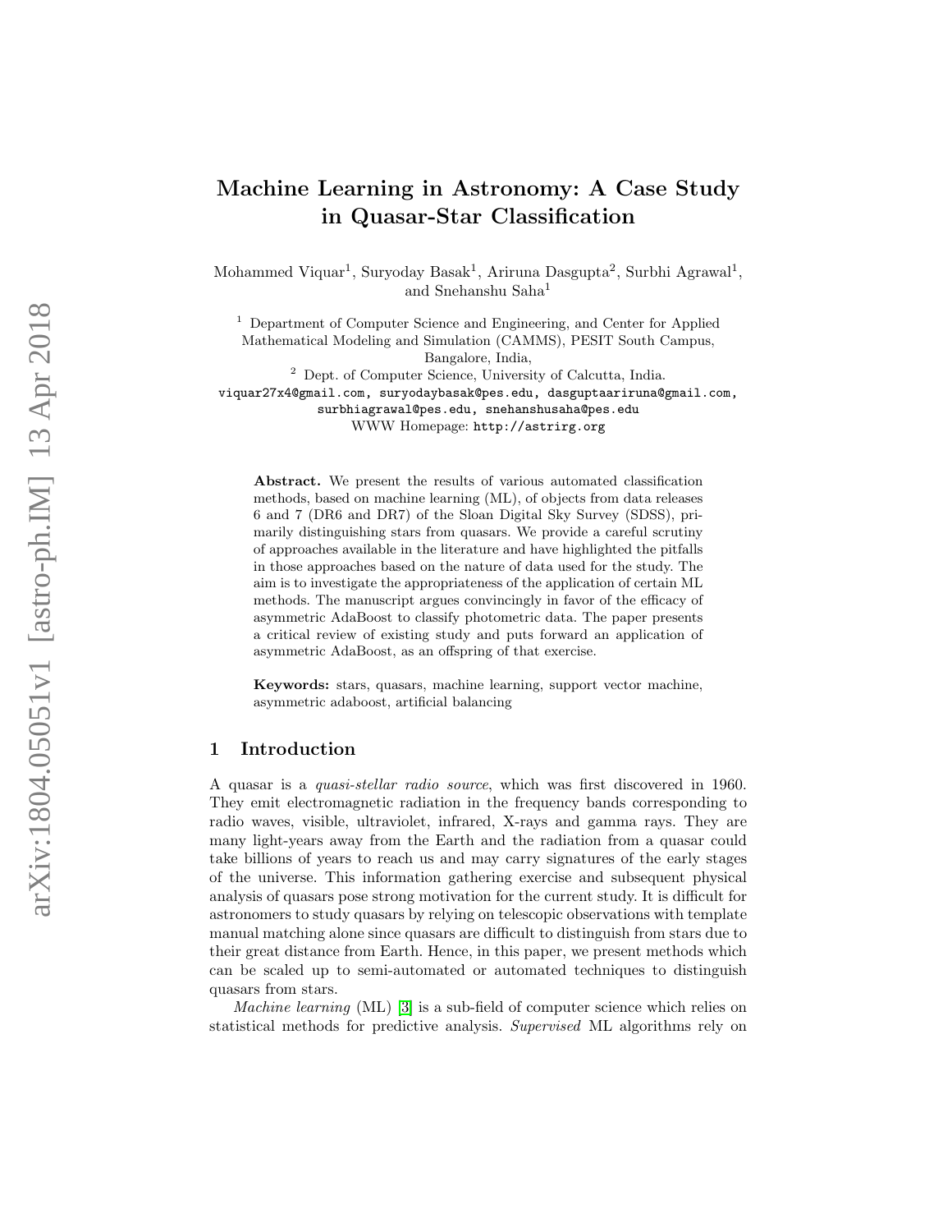# Machine Learning in Astronomy: A Case Study in Quasar-Star Classification

Mohammed Viquar[1], Suryoday Basak[1], Ariruna Dasgupta[2], Surbhi Agrawal[1], and Snehanshu Saha[1]

[1] Department of Computer Science and Engineering, and Center for Applied Mathematical Modeling and Simulation (CAMMS), PESIT South Campus, Bangalore, India,

[2] Dept. of Computer Science, University of Calcutta, India.

viquar27x4@gmail.com, suryodaybasak@pes.edu, dasguptaariruna@gmail.com, surbhiagrawal@pes.edu, snehanshusaha@pes.edu

WWW Homepage: http://astrirg.org

**Abstract.** We present the results of various automated classification methods, based on machine learning (ML), of objects from data releases 6 and 7 (DR6 and DR7) of the Sloan Digital Sky Survey (SDSS), primarily distinguishing stars from quasars. We provide a careful scrutiny of approaches available in the literature and have highlighted the pitfalls in those approaches based on the nature of data used for the study. The aim is to investigate the appropriateness of the application of certain ML methods. The manuscript argues convincingly in favor of the efficacy of asymmetric AdaBoost to classify photometric data. The paper presents a critical review of existing study and puts forward an application of asymmetric AdaBoost, as an offspring of that exercise.

**Keywords:** stars, quasars, machine learning, support vector machine, asymmetric adaboost, artificial balancing

## 1 Introduction

A quasar is a *quasi-stellar radio source*, which was first discovered in 1960. They emit electromagnetic radiation in the frequency bands corresponding to radio waves, visible, ultraviolet, infrared, X-rays and gamma rays. They are many light-years away from the Earth and the radiation from a quasar could take billions of years to reach us and may carry signatures of the early stages of the universe. This information gathering exercise and subsequent physical analysis of quasars pose strong motivation for the current study. It is difficult for astronomers to study quasars by relying on telescopic observations with template manual matching alone since quasars are difficult to distinguish from stars due to their great distance from Earth. Hence, in this paper, we present methods which can be scaled up to semi-automated or automated techniques to distinguish quasars from stars.

*Machine learning* (ML) [3] is a sub-field of computer science which relies on statistical methods for predictive analysis. *Supervised* ML algorithms rely on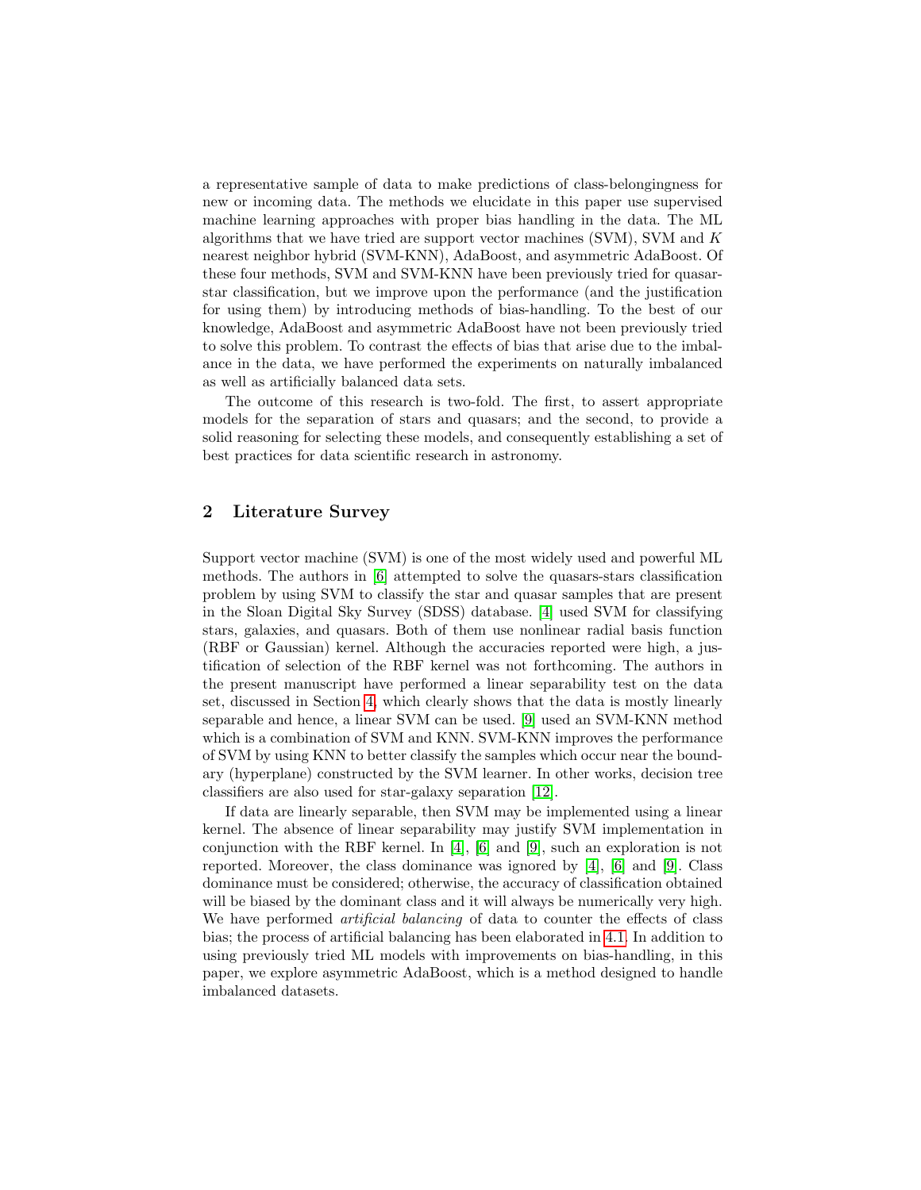a representative sample of data to make predictions of class-belongingness for new or incoming data. The methods we elucidate in this paper use supervised machine learning approaches with proper bias handling in the data. The ML algorithms that we have tried are support vector machines (SVM), SVM and $K$ nearest neighbor hybrid (SVM-KNN), AdaBoost, and asymmetric AdaBoost. Of these four methods, SVM and SVM-KNN have been previously tried for quasar-star classification, but we improve upon the performance (and the justification for using them) by introducing methods of bias-handling. To the best of our knowledge, AdaBoost and asymmetric AdaBoost have not been previously tried to solve this problem. To contrast the effects of bias that arise due to the imbalance in the data, we have performed the experiments on naturally imbalanced as well as artificially balanced data sets.

The outcome of this research is two-fold. The first, to assert appropriate models for the separation of stars and quasars; and the second, to provide a solid reasoning for selecting these models, and consequently establishing a set of best practices for data scientific research in astronomy.

## 2 Literature Survey

Support vector machine (SVM) is one of the most widely used and powerful ML methods. The authors in [6] attempted to solve the quasars-stars classification problem by using SVM to classify the star and quasar samples that are present in the Sloan Digital Sky Survey (SDSS) database. [4] used SVM for classifying stars, galaxies, and quasars. Both of them use nonlinear radial basis function (RBF or Gaussian) kernel. Although the accuracies reported were high, a justification of selection of the RBF kernel was not forthcoming. The authors in the present manuscript have performed a linear separability test on the data set, discussed in Section 4, which clearly shows that the data is mostly linearly separable and hence, a linear SVM can be used. [9] used an SVM-KNN method which is a combination of SVM and KNN. SVM-KNN improves the performance of SVM by using KNN to better classify the samples which occur near the boundary (hyperplane) constructed by the SVM learner. In other works, decision tree classifiers are also used for star-galaxy separation [12].

If data are linearly separable, then SVM may be implemented using a linear kernel. The absence of linear separability may justify SVM implementation in conjunction with the RBF kernel. In [4], [6] and [9], such an exploration is not reported. Moreover, the class dominance was ignored by [4], [6] and [9]. Class dominance must be considered; otherwise, the accuracy of classification obtained will be biased by the dominant class and it will always be numerically very high. We have performed *artificial balancing* of data to counter the effects of class bias; the process of artificial balancing has been elaborated in 4.1. In addition to using previously tried ML models with improvements on bias-handling, in this paper, we explore asymmetric AdaBoost, which is a method designed to handle imbalanced datasets.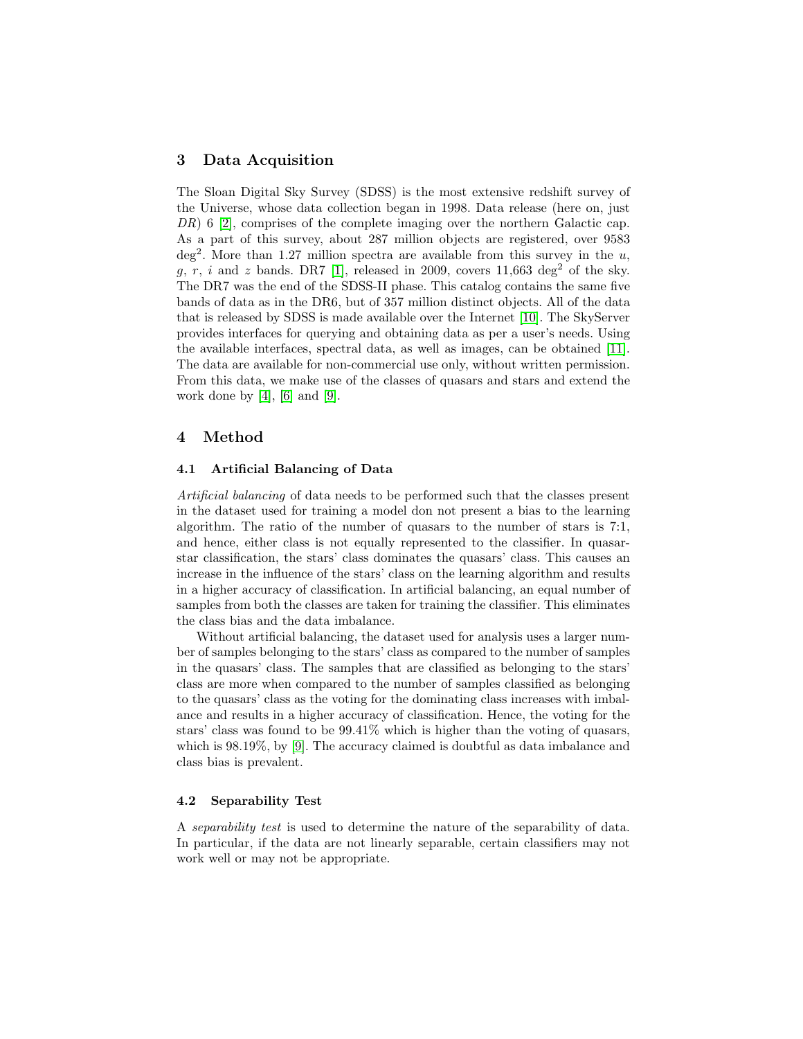## 3 Data Acquisition

The Sloan Digital Sky Survey (SDSS) is the most extensive redshift survey of the Universe, whose data collection began in 1998. Data release (here on, just *DR*) 6 [2], comprises of the complete imaging over the northern Galactic cap. As a part of this survey, about 287 million objects are registered, over 9583 $\text{deg}^2$. More than 1.27 million spectra are available from this survey in the $u$, $g$, $r$, $i$ and $z$ bands. DR7 [1], released in 2009, covers 11,663 $\text{deg}^2$ of the sky. The DR7 was the end of the SDSS-II phase. This catalog contains the same five bands of data as in the DR6, but of 357 million distinct objects. All of the data that is released by SDSS is made available over the Internet [10]. The SkyServer provides interfaces for querying and obtaining data as per a user's needs. Using the available interfaces, spectral data, as well as images, can be obtained [11]. The data are available for non-commercial use only, without written permission. From this data, we make use of the classes of quasars and stars and extend the work done by [4], [6] and [9].

## 4 Method

### 4.1 Artificial Balancing of Data

*Artificial balancing* of data needs to be performed such that the classes present in the dataset used for training a model don not present a bias to the learning algorithm. The ratio of the number of quasars to the number of stars is 7:1, and hence, either class is not equally represented to the classifier. In quasar-star classification, the stars' class dominates the quasars' class. This causes an increase in the influence of the stars' class on the learning algorithm and results in a higher accuracy of classification. In artificial balancing, an equal number of samples from both the classes are taken for training the classifier. This eliminates the class bias and the data imbalance.

Without artificial balancing, the dataset used for analysis uses a larger number of samples belonging to the stars' class as compared to the number of samples in the quasars' class. The samples that are classified as belonging to the stars' class are more when compared to the number of samples classified as belonging to the quasars' class as the voting for the dominating class increases with imbalance and results in a higher accuracy of classification. Hence, the voting for the stars' class was found to be 99.41% which is higher than the voting of quasars, which is 98.19%, by [9]. The accuracy claimed is doubtful as data imbalance and class bias is prevalent.

### 4.2 Separability Test

A *separability test* is used to determine the nature of the separability of data. In particular, if the data are not linearly separable, certain classifiers may not work well or may not be appropriate.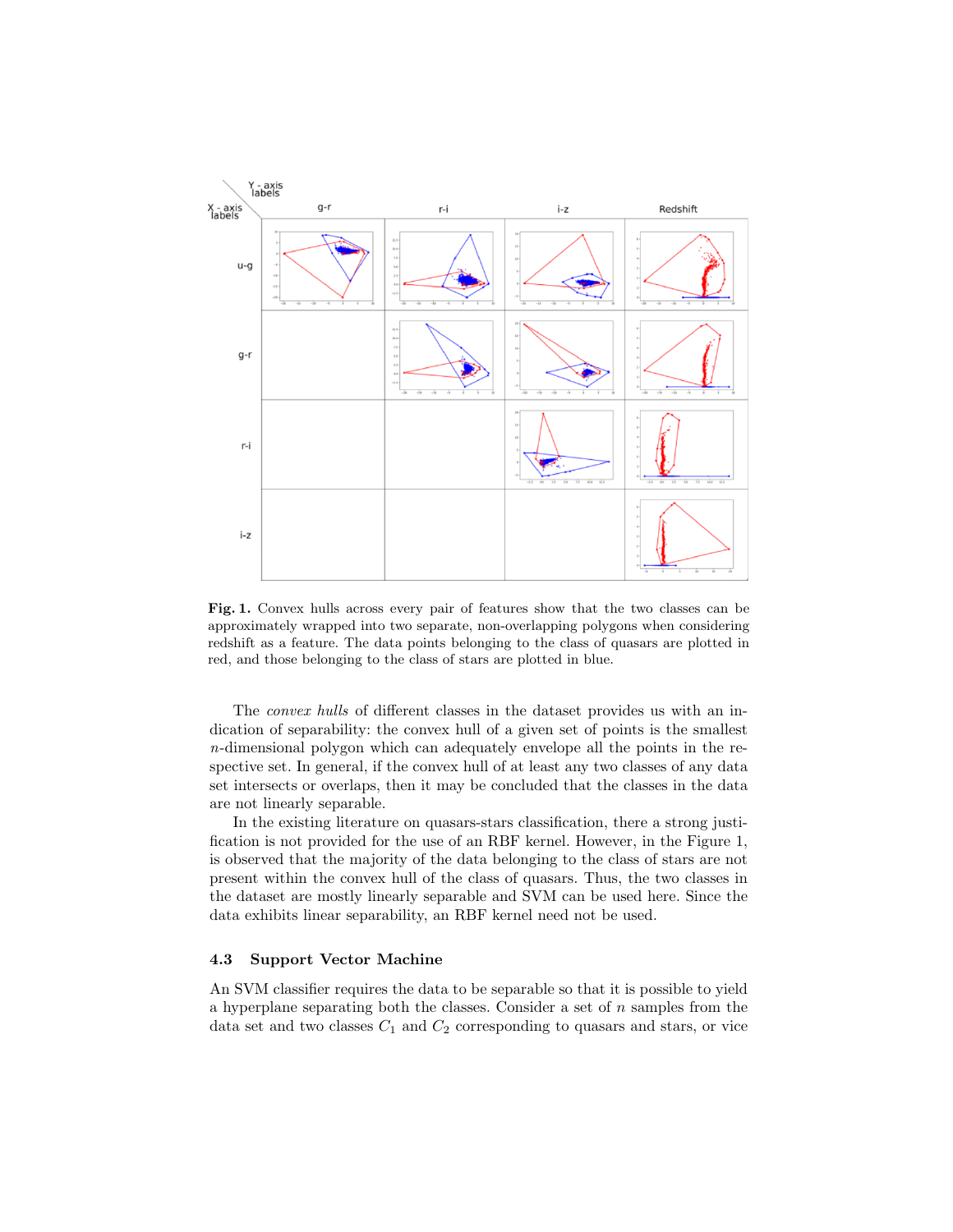**Fig. 1.** Convex hulls across every pair of features show that the two classes can be approximately wrapped into two separate, non-overlapping polygons when considering redshift as a feature. The data points belonging to the class of quasars are plotted in red, and those belonging to the class of stars are plotted in blue.

The *convex hulls* of different classes in the dataset provides us with an indication of separability: the convex hull of a given set of points is the smallest $n$-dimensional polygon which can adequately envelope all the points in the respective set. In general, if the convex hull of at least any two classes of any data set intersects or overlaps, then it may be concluded that the classes in the data are not linearly separable.

In the existing literature on quasars-stars classification, there a strong justification is not provided for the use of an RBF kernel. However, in the Figure 1, is observed that the majority of the data belonging to the class of stars are not present within the convex hull of the class of quasars. Thus, the two classes in the dataset are mostly linearly separable and SVM can be used here. Since the data exhibits linear separability, an RBF kernel need not be used.

### 4.3 Support Vector Machine

An SVM classifier requires the data to be separable so that it is possible to yield a hyperplane separating both the classes. Consider a set of $n$ samples from the data set and two classes $C_1$ and $C_2$ corresponding to quasars and stars, or vice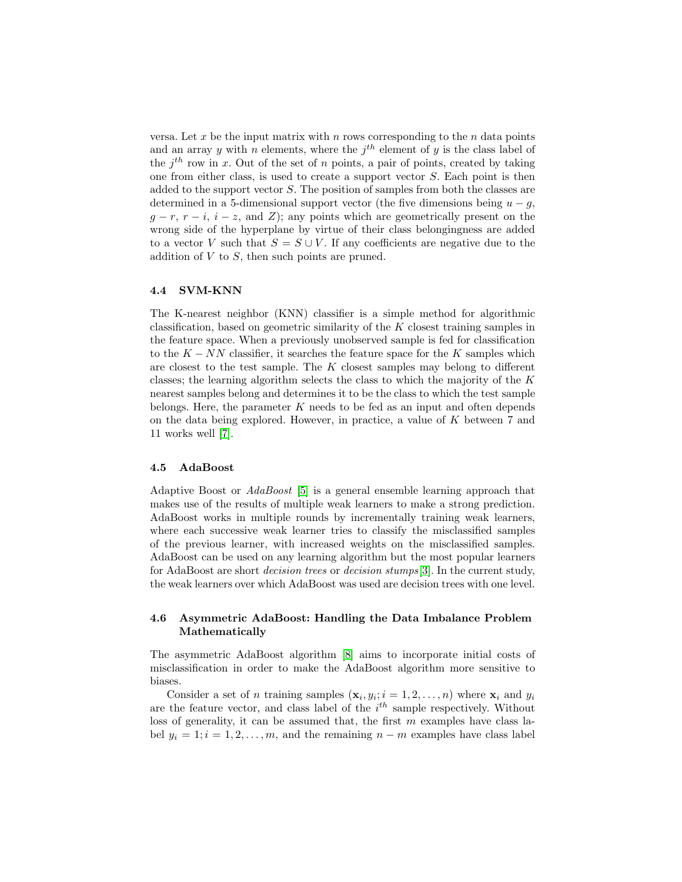versa. Let $x$ be the input matrix with $n$ rows corresponding to the $n$ data points and an array $y$ with $n$ elements, where the $j^{th}$ element of $y$ is the class label of the $j^{th}$ row in $x$. Out of the set of $n$ points, a pair of points, created by taking one from either class, is used to create a support vector $S$. Each point is then added to the support vector $S$. The position of samples from both the classes are determined in a 5-dimensional support vector (the five dimensions being $u-g$, $g-r$, $r-i$, $i-z$, and $Z$); any points which are geometrically present on the wrong side of the hyperplane by virtue of their class belongingness are added to a vector $V$ such that $S = S \cup V$. If any coefficients are negative due to the addition of $V$ to $S$, then such points are pruned.

### 4.4 SVM-KNN

The K-nearest neighbor (KNN) classifier is a simple method for algorithmic classification, based on geometric similarity of the $K$ closest training samples in the feature space. When a previously unobserved sample is fed for classification to the $K-NN$ classifier, it searches the feature space for the $K$ samples which are closest to the test sample. The $K$ closest samples may belong to different classes; the learning algorithm selects the class to which the majority of the $K$ nearest samples belong and determines it to be the class to which the test sample belongs. Here, the parameter $K$ needs to be fed as an input and often depends on the data being explored. However, in practice, a value of $K$ between 7 and 11 works well [7].

### 4.5 AdaBoost

Adaptive Boost or *AdaBoost* [5] is a general ensemble learning approach that makes use of the results of multiple weak learners to make a strong prediction. AdaBoost works in multiple rounds by incrementally training weak learners, where each successive weak learner tries to classify the misclassified samples of the previous learner, with increased weights on the misclassified samples. AdaBoost can be used on any learning algorithm but the most popular learners for AdaBoost are short *decision trees* or *decision stumps* [3]. In the current study, the weak learners over which AdaBoost was used are decision trees with one level.

### 4.6 Asymmetric AdaBoost: Handling the Data Imbalance Problem Mathematically

The asymmetric AdaBoost algorithm [8] aims to incorporate initial costs of misclassification in order to make the AdaBoost algorithm more sensitive to biases.

Consider a set of $n$ training samples $(\mathbf{x}_i, y_i; i = 1, 2, \ldots, n)$ where $\mathbf{x}_i$ and $y_i$ are the feature vector, and class label of the $i^{th}$ sample respectively. Without loss of generality, it can be assumed that, the first $m$ examples have class label $y_i = 1; i = 1, 2, \ldots, m$, and the remaining $n - m$ examples have class label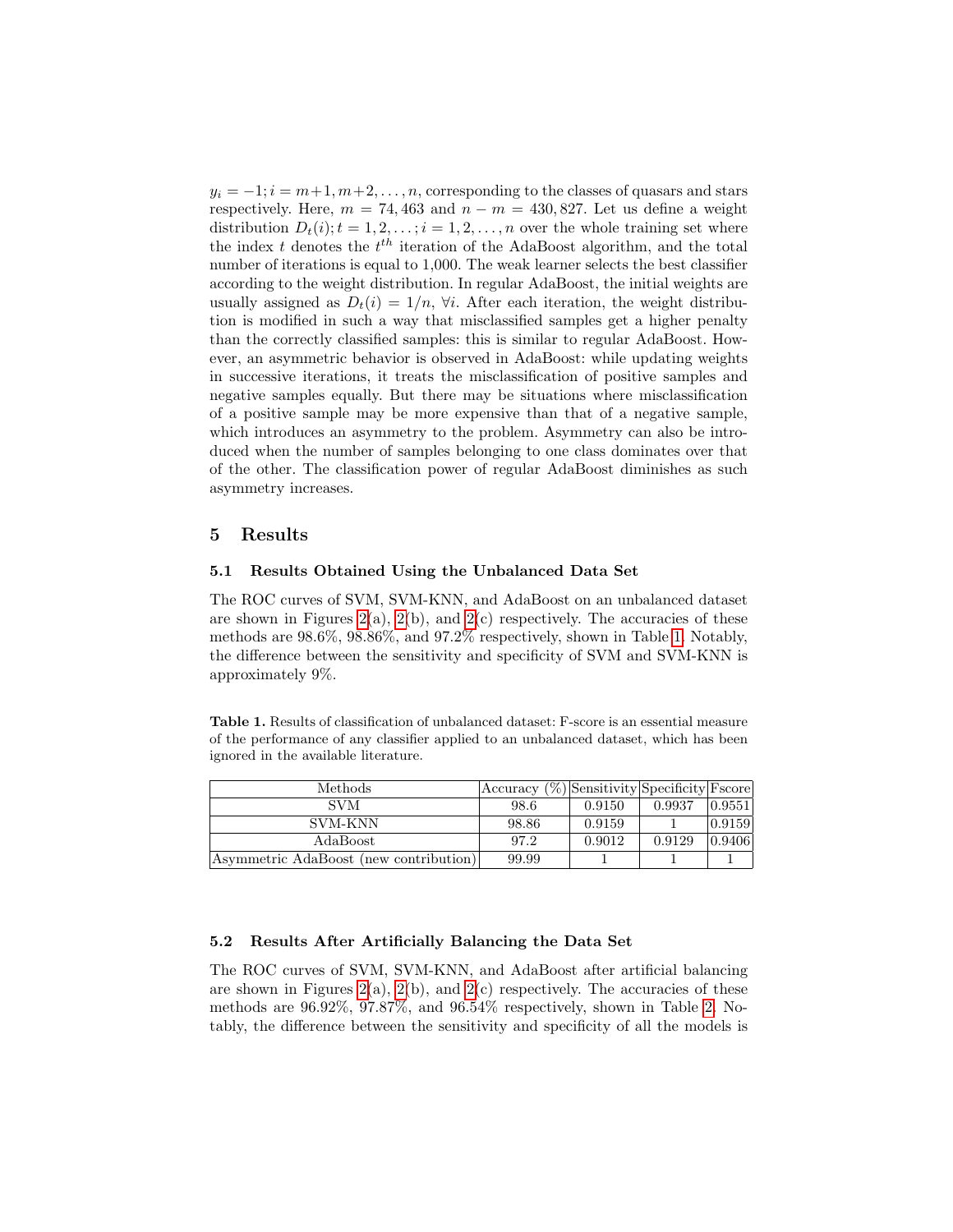$y_i = -1; i = m+1, m+2, \ldots, n$, corresponding to the classes of quasars and stars respectively. Here, $m = 74,463$ and $n - m = 430,827$. Let us define a weight distribution $D_t(i); t = 1, 2, \ldots; i = 1, 2, \ldots, n$ over the whole training set where the index $t$ denotes the $t^{th}$ iteration of the AdaBoost algorithm, and the total number of iterations is equal to 1,000. The weak learner selects the best classifier according to the weight distribution. In regular AdaBoost, the initial weights are usually assigned as $D_t(i) = 1/n$, $\forall i$. After each iteration, the weight distribution is modified in such a way that misclassified samples get a higher penalty than the correctly classified samples: this is similar to regular AdaBoost. However, an asymmetric behavior is observed in AdaBoost: while updating weights in successive iterations, it treats the misclassification of positive samples and negative samples equally. But there may be situations where misclassification of a positive sample may be more expensive than that of a negative sample, which introduces an asymmetry to the problem. Asymmetry can also be introduced when the number of samples belonging to one class dominates over that of the other. The classification power of regular AdaBoost diminishes as such asymmetry increases.

## 5 Results

### 5.1 Results Obtained Using the Unbalanced Data Set

The ROC curves of SVM, SVM-KNN, and AdaBoost on an unbalanced dataset are shown in Figures 2(a), 2(b), and 2(c) respectively. The accuracies of these methods are 98.6%, 98.86%, and 97.2% respectively, shown in Table 1. Notably, the difference between the sensitivity and specificity of SVM and SVM-KNN is approximately 9%.

**Table 1.** Results of classification of unbalanced dataset: F-score is an essential measure of the performance of any classifier applied to an unbalanced dataset, which has been ignored in the available literature.

| Methods | Accuracy (%) | Sensitivity | Specificity | Fscore |
|---|---|---|---|---|
| SVM | 98.6 | 0.9150 | 0.9937 | 0.9551 |
| SVM-KNN | 98.86 | 0.9159 | 1 | 0.9159 |
| AdaBoost | 97.2 | 0.9012 | 0.9129 | 0.9406 |
| Asymmetric AdaBoost (new contribution) | 99.99 | 1 | 1 | 1 |

### 5.2 Results After Artificially Balancing the Data Set

The ROC curves of SVM, SVM-KNN, and AdaBoost after artificial balancing are shown in Figures 2(a), 2(b), and 2(c) respectively. The accuracies of these methods are 96.92%, 97.87%, and 96.54% respectively, shown in Table 2. Notably, the difference between the sensitivity and specificity of all the models is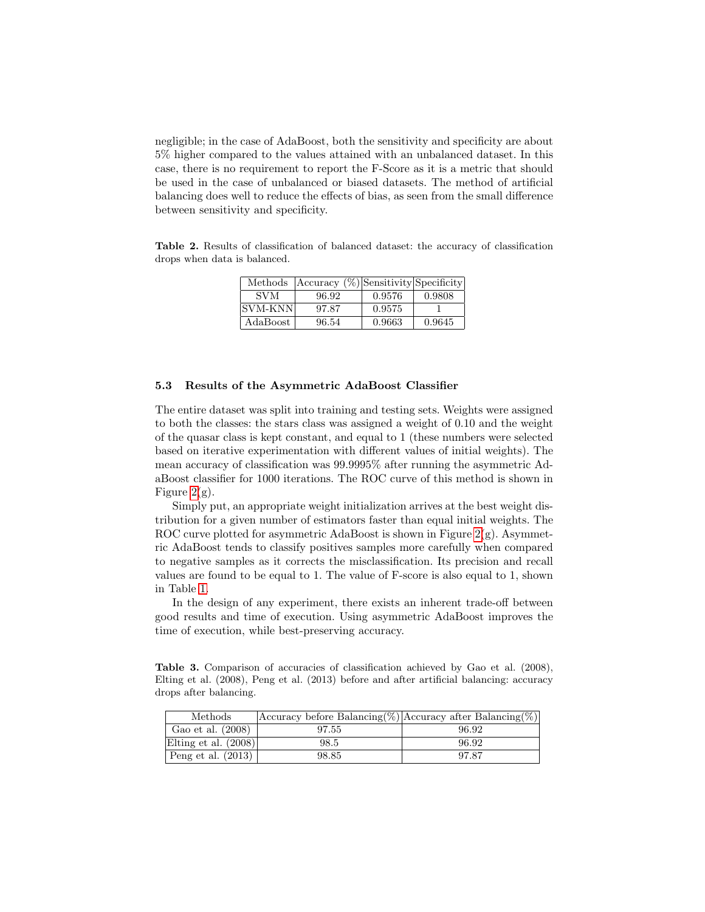negligible; in the case of AdaBoost, both the sensitivity and specificity are about 5% higher compared to the values attained with an unbalanced dataset. In this case, there is no requirement to report the F-Score as it is a metric that should be used in the case of unbalanced or biased datasets. The method of artificial balancing does well to reduce the effects of bias, as seen from the small difference between sensitivity and specificity.

**Table 2.** Results of classification of balanced dataset: the accuracy of classification drops when data is balanced.

| Methods | Accuracy (%) | Sensitivity | Specificity |
|---|---|---|---|
| SVM | 96.92 | 0.9576 | 0.9808 |
| SVM-KNN | 97.87 | 0.9575 | 1 |
| AdaBoost | 96.54 | 0.9663 | 0.9645 |

### 5.3 Results of the Asymmetric AdaBoost Classifier

The entire dataset was split into training and testing sets. Weights were assigned to both the classes: the stars class was assigned a weight of 0.10 and the weight of the quasar class is kept constant, and equal to 1 (these numbers were selected based on iterative experimentation with different values of initial weights). The mean accuracy of classification was 99.9995% after running the asymmetric AdaBoost classifier for 1000 iterations. The ROC curve of this method is shown in Figure 2(g).

Simply put, an appropriate weight initialization arrives at the best weight distribution for a given number of estimators faster than equal initial weights. The ROC curve plotted for asymmetric AdaBoost is shown in Figure 2(g). Asymmetric AdaBoost tends to classify positives samples more carefully when compared to negative samples as it corrects the misclassification. Its precision and recall values are found to be equal to 1. The value of F-score is also equal to 1, shown in Table 1.

In the design of any experiment, there exists an inherent trade-off between good results and time of execution. Using asymmetric AdaBoost improves the time of execution, while best-preserving accuracy.

**Table 3.** Comparison of accuracies of classification achieved by Gao et al. (2008), Elting et al. (2008), Peng et al. (2013) before and after artificial balancing: accuracy drops after balancing.

| Methods | Accuracy before Balancing(%) | Accuracy after Balancing(%) |
|---|---|---|
| Gao et al. (2008) | 97.55 | 96.92 |
| Elting et al. (2008) | 98.5 | 96.92 |
| Peng et al. (2013) | 98.85 | 97.87 |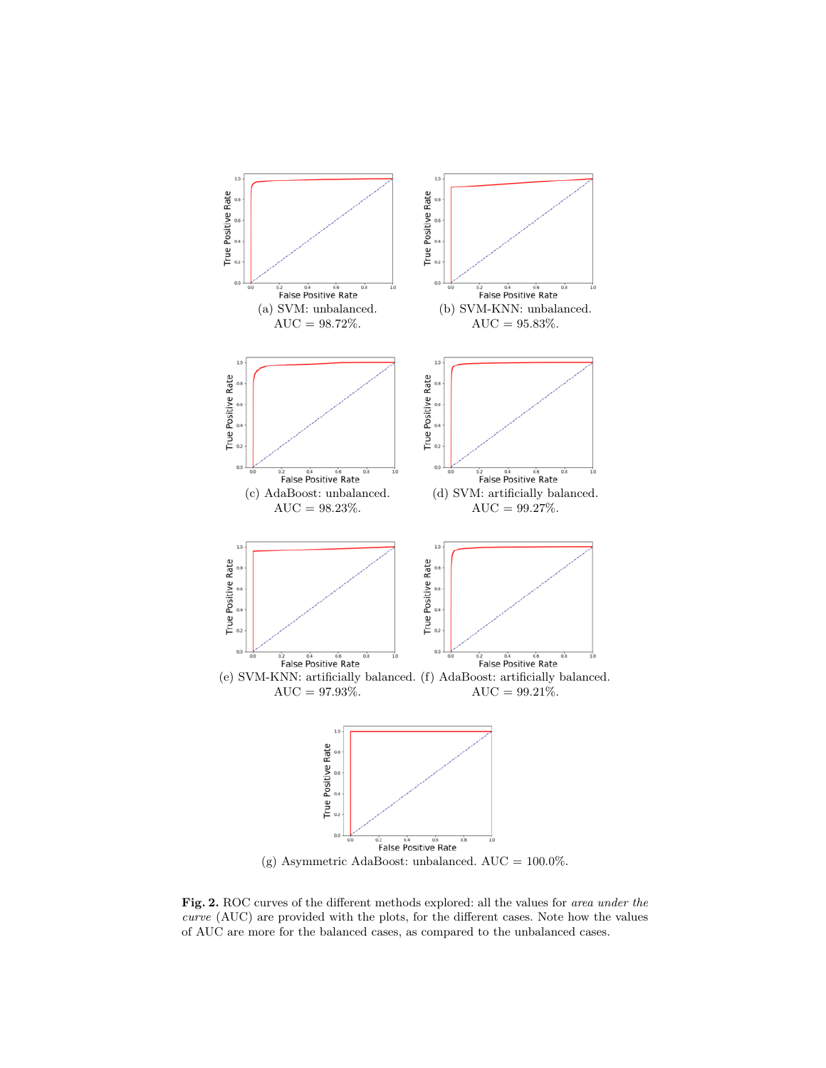(a) SVM: unbalanced. AUC = 98.72%.

(b) SVM-KNN: unbalanced. AUC = 95.83%.

(c) AdaBoost: unbalanced. AUC = 98.23%.

(d) SVM: artificially balanced. AUC = 99.27%.

(e) SVM-KNN: artificially balanced. AUC = 97.93%.

(f) AdaBoost: artificially balanced. AUC = 99.21%.

(g) Asymmetric AdaBoost: unbalanced. AUC = 100.0%.

**Fig. 2.** ROC curves of the different methods explored: all the values for *area under the curve* (AUC) are provided with the plots, for the different cases. Note how the values of AUC are more for the balanced cases, as compared to the unbalanced cases.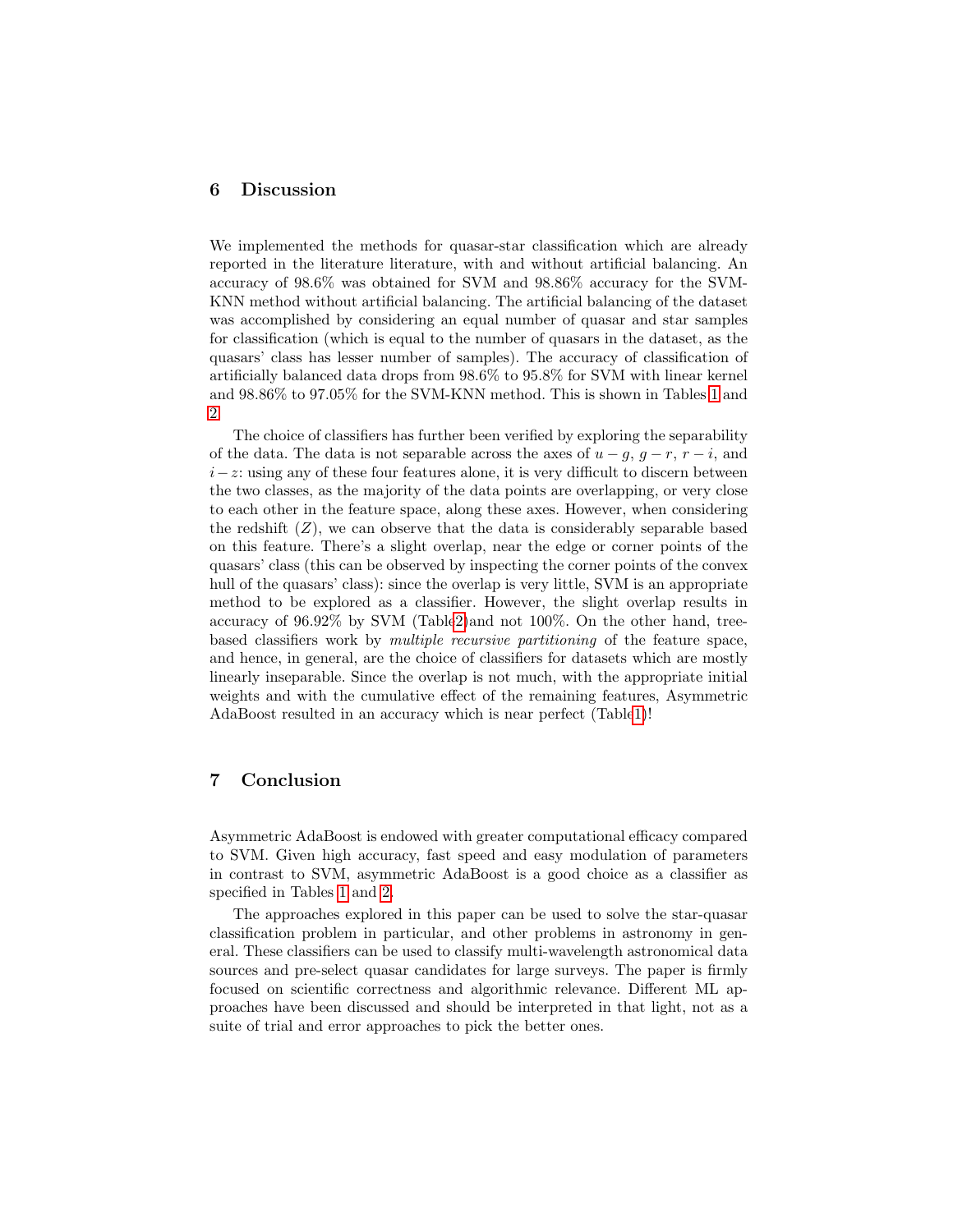## 6 Discussion

We implemented the methods for quasar-star classification which are already reported in the literature literature, with and without artificial balancing. An accuracy of 98.6% was obtained for SVM and 98.86% accuracy for the SVM-KNN method without artificial balancing. The artificial balancing of the dataset was accomplished by considering an equal number of quasar and star samples for classification (which is equal to the number of quasars in the dataset, as the quasars' class has lesser number of samples). The accuracy of classification of artificially balanced data drops from 98.6% to 95.8% for SVM with linear kernel and 98.86% to 97.05% for the SVM-KNN method. This is shown in Tables 1 and 2.

The choice of classifiers has further been verified by exploring the separability of the data. The data is not separable across the axes of $u - g$, $g - r$, $r - i$, and $i - z$: using any of these four features alone, it is very difficult to discern between the two classes, as the majority of the data points are overlapping, or very close to each other in the feature space, along these axes. However, when considering the redshift ($Z$), we can observe that the data is considerably separable based on this feature. There's a slight overlap, near the edge or corner points of the quasars' class (this can be observed by inspecting the corner points of the convex hull of the quasars' class): since the overlap is very little, SVM is an appropriate method to be explored as a classifier. However, the slight overlap results in accuracy of 96.92% by SVM (Table2)and not 100%. On the other hand, tree-based classifiers work by *multiple recursive partitioning* of the feature space, and hence, in general, are the choice of classifiers for datasets which are mostly linearly inseparable. Since the overlap is not much, with the appropriate initial weights and with the cumulative effect of the remaining features, Asymmetric AdaBoost resulted in an accuracy which is near perfect (Table1)!

## 7 Conclusion

Asymmetric AdaBoost is endowed with greater computational efficacy compared to SVM. Given high accuracy, fast speed and easy modulation of parameters in contrast to SVM, asymmetric AdaBoost is a good choice as a classifier as specified in Tables 1 and 2.

The approaches explored in this paper can be used to solve the star-quasar classification problem in particular, and other problems in astronomy in general. These classifiers can be used to classify multi-wavelength astronomical data sources and pre-select quasar candidates for large surveys. The paper is firmly focused on scientific correctness and algorithmic relevance. Different ML approaches have been discussed and should be interpreted in that light, not as a suite of trial and error approaches to pick the better ones.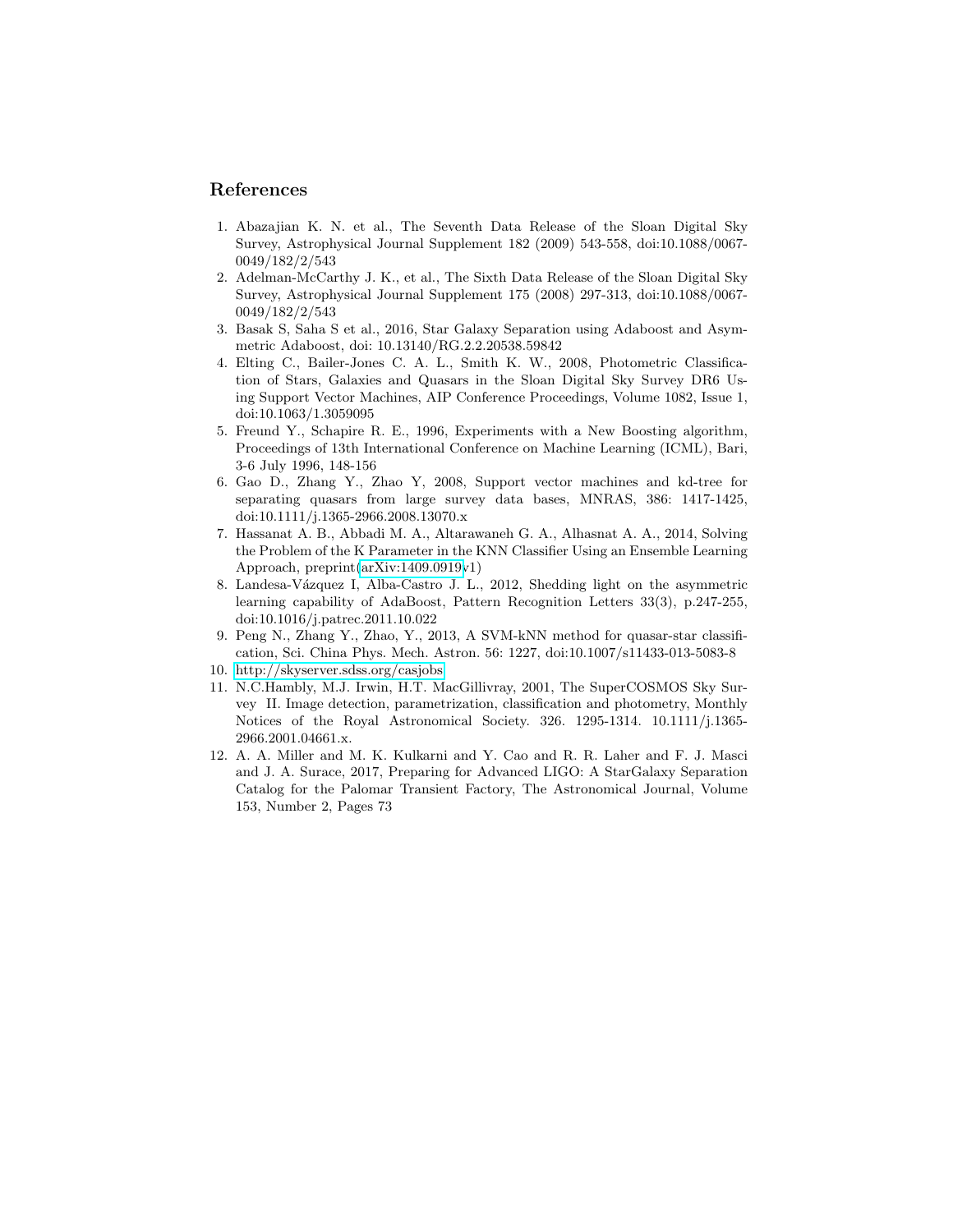## References

1. Abazajian K. N. et al., The Seventh Data Release of the Sloan Digital Sky Survey, Astrophysical Journal Supplement 182 (2009) 543-558, doi:10.1088/0067-0049/182/2/543
2. Adelman-McCarthy J. K., et al., The Sixth Data Release of the Sloan Digital Sky Survey, Astrophysical Journal Supplement 175 (2008) 297-313, doi:10.1088/0067-0049/182/2/543
3. Basak S, Saha S et al., 2016, Star Galaxy Separation using Adaboost and Asymmetric Adaboost, doi: 10.13140/RG.2.2.20538.59842
4. Elting C., Bailer-Jones C. A. L., Smith K. W., 2008, Photometric Classification of Stars, Galaxies and Quasars in the Sloan Digital Sky Survey DR6 Using Support Vector Machines, AIP Conference Proceedings, Volume 1082, Issue 1, doi:10.1063/1.3059095
5. Freund Y., Schapire R. E., 1996, Experiments with a New Boosting algorithm, Proceedings of 13th International Conference on Machine Learning (ICML), Bari, 3-6 July 1996, 148-156
6. Gao D., Zhang Y., Zhao Y, 2008, Support vector machines and kd-tree for separating quasars from large survey data bases, MNRAS, 386: 1417-1425, doi:10.1111/j.1365-2966.2008.13070.x
7. Hassanat A. B., Abbadi M. A., Altarawaneh G. A., Alhasnat A. A., 2014, Solving the Problem of the K Parameter in the KNN Classifier Using an Ensemble Learning Approach, preprint(arXiv:1409.0919v1)
8. Landesa-Vázquez I, Alba-Castro J. L., 2012, Shedding light on the asymmetric learning capability of AdaBoost, Pattern Recognition Letters 33(3), p.247-255, doi:10.1016/j.patrec.2011.10.022
9. Peng N., Zhang Y., Zhao, Y., 2013, A SVM-kNN method for quasar-star classification, Sci. China Phys. Mech. Astron. 56: 1227, doi:10.1007/s11433-013-5083-8
10. http://skyserver.sdss.org/casjobs
11. N.C.Hambly, M.J. Irwin, H.T. MacGillivray, 2001, The SuperCOSMOS Sky Survey II. Image detection, parametrization, classification and photometry, Monthly Notices of the Royal Astronomical Society. 326. 1295-1314. 10.1111/j.1365-2966.2001.04661.x.
12. A. A. Miller and M. K. Kulkarni and Y. Cao and R. R. Laher and F. J. Masci and J. A. Surace, 2017, Preparing for Advanced LIGO: A StarGalaxy Separation Catalog for the Palomar Transient Factory, The Astronomical Journal, Volume 153, Number 2, Pages 73